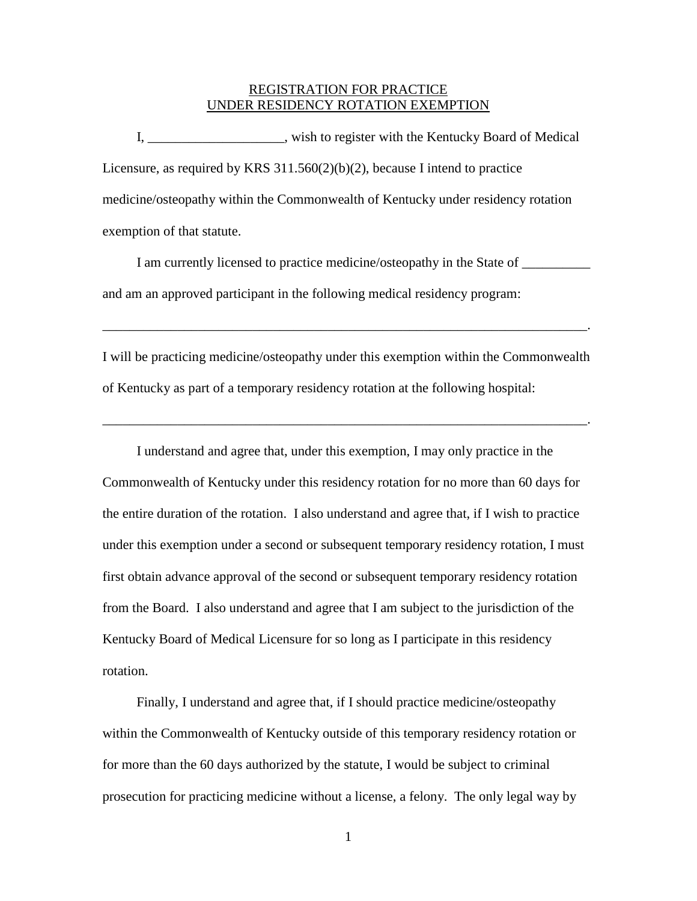<u>REGISTRATION FOR PRACTICE</u>
<u>UNDER RESIDENCY ROTATION EXEMPTION</u>

I, ____________________, wish to register with the Kentucky Board of Medical Licensure, as required by KRS 311.560(2)(b)(2), because I intend to practice medicine/osteopathy within the Commonwealth of Kentucky under residency rotation exemption of that statute.

I am currently licensed to practice medicine/osteopathy in the State of __________ and am an approved participant in the following medical residency program:

___________________________________________________________________________.

I will be practicing medicine/osteopathy under this exemption within the Commonwealth of Kentucky as part of a temporary residency rotation at the following hospital:

___________________________________________________________________________.

I understand and agree that, under this exemption, I may only practice in the Commonwealth of Kentucky under this residency rotation for no more than 60 days for the entire duration of the rotation. I also understand and agree that, if I wish to practice under this exemption under a second or subsequent temporary residency rotation, I must first obtain advance approval of the second or subsequent temporary residency rotation from the Board. I also understand and agree that I am subject to the jurisdiction of the Kentucky Board of Medical Licensure for so long as I participate in this residency rotation.

Finally, I understand and agree that, if I should practice medicine/osteopathy within the Commonwealth of Kentucky outside of this temporary residency rotation or for more than the 60 days authorized by the statute, I would be subject to criminal prosecution for practicing medicine without a license, a felony. The only legal way by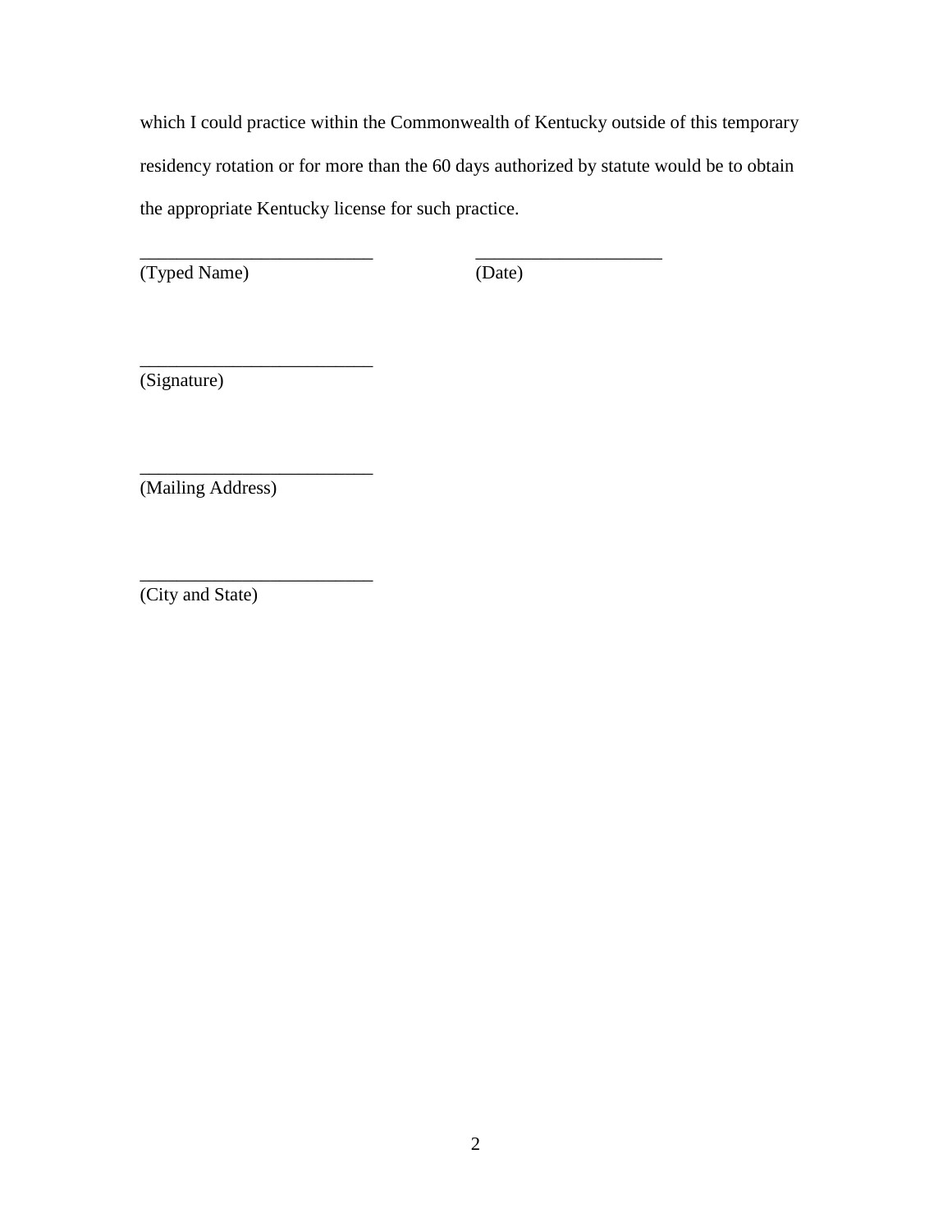which I could practice within the Commonwealth of Kentucky outside of this temporary residency rotation or for more than the 60 days authorized by statute would be to obtain the appropriate Kentucky license for such practice.

_________________________ &nbsp;&nbsp;&nbsp;&nbsp;&nbsp;&nbsp;&nbsp;&nbsp; ____________________
(Typed Name) &nbsp;&nbsp;&nbsp;&nbsp;&nbsp;&nbsp;&nbsp;&nbsp;&nbsp;&nbsp;&nbsp;&nbsp;&nbsp;&nbsp;&nbsp;&nbsp;&nbsp;&nbsp;&nbsp;&nbsp;&nbsp;&nbsp;&nbsp;&nbsp; (Date)

_________________________
(Signature)

_________________________
(Mailing Address)

_________________________
(City and State)